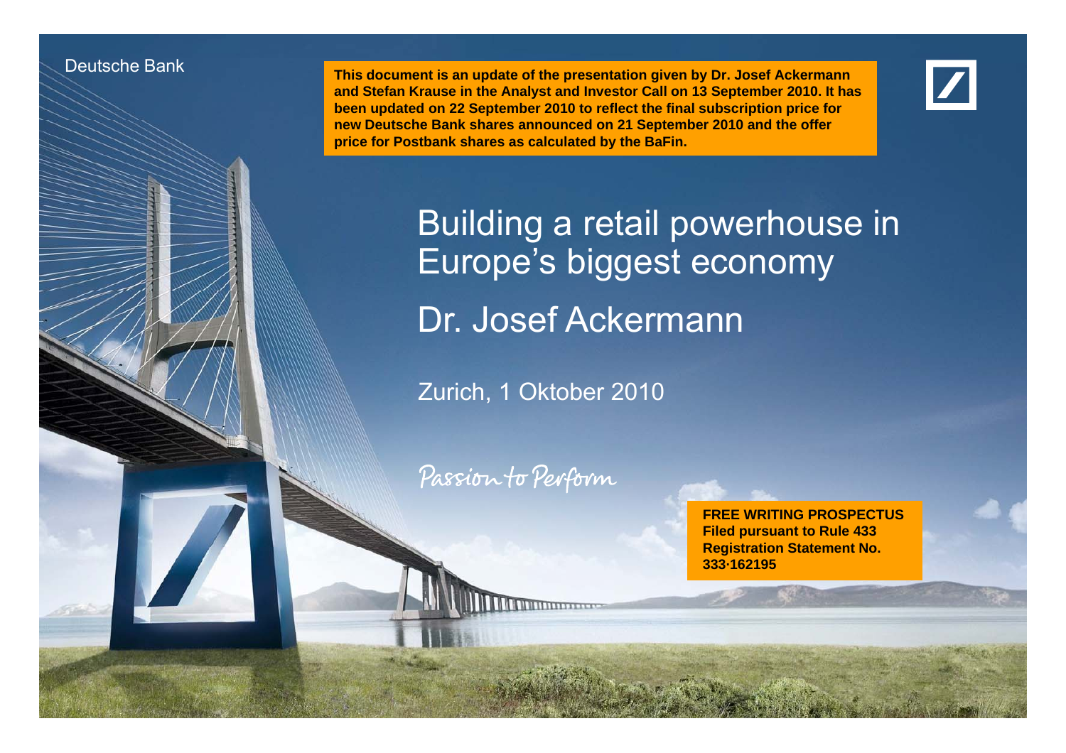Deutsche Bank

**This document is an update of the presentation given by Dr. Josef Ackermann and Stefan Krause in the Analyst and Investor Call on 13 September 2010. It has been updated on 22 September 2010 to reflect the final subscription price for new Deutsche Bank shares announced on 21 September 2010 and the offer price for Postbank shares as calculated by the BaFin.**

# Building a retail powerhouse in Europe's biggest economy

## Dr. Josef Ackermann

Zurich, 1 Oktober 2010

Passion to Perform

**FREE WRITING PROSPECTUS**
**Filed pursuant to Rule 433**
**Registration Statement No. 333-162195**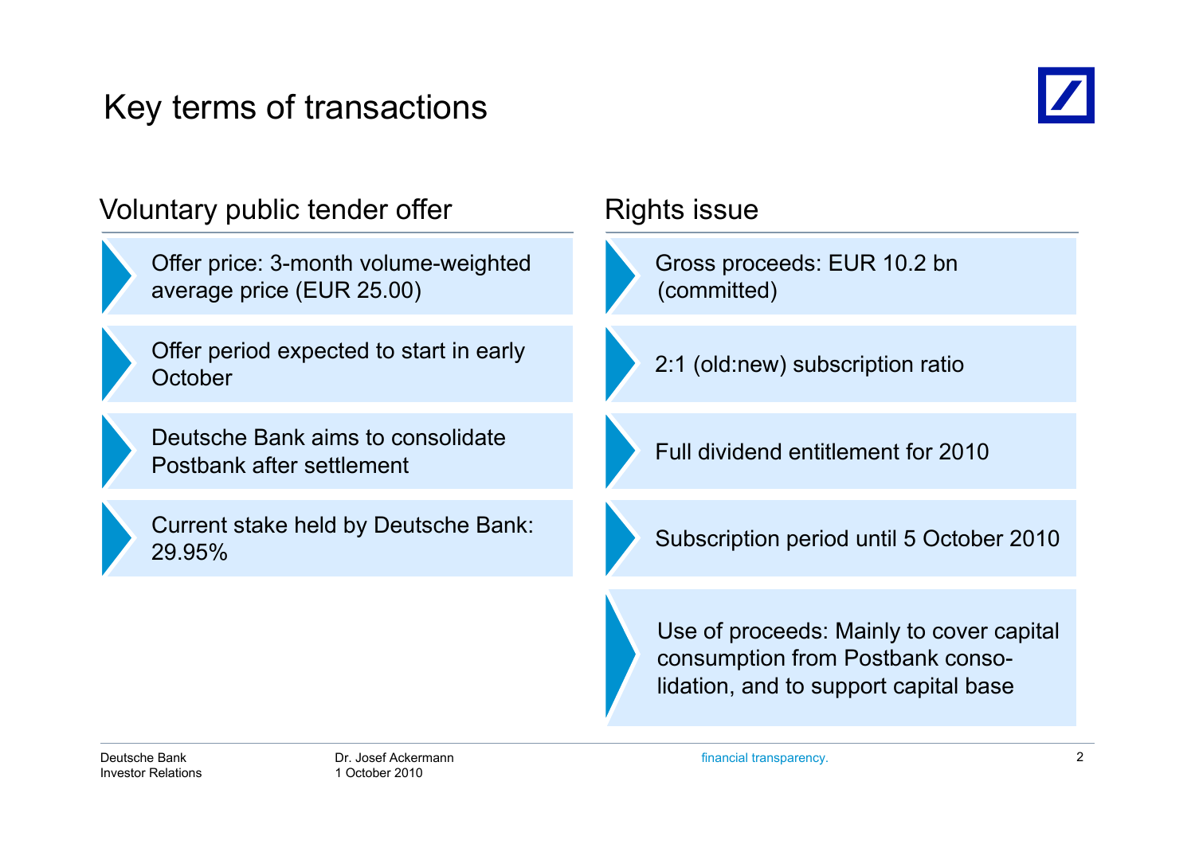# Key terms of transactions

## Voluntary public tender offer

- Offer price: 3-month volume-weighted average price (EUR 25.00)
- Offer period expected to start in early October
- Deutsche Bank aims to consolidate Postbank after settlement
- Current stake held by Deutsche Bank: 29.95%

## Rights issue

- Gross proceeds: EUR 10.2 bn (committed)
- 2:1 (old:new) subscription ratio
- Full dividend entitlement for 2010
- Subscription period until 5 October 2010
- Use of proceeds: Mainly to cover capital consumption from Postbank consolidation, and to support capital base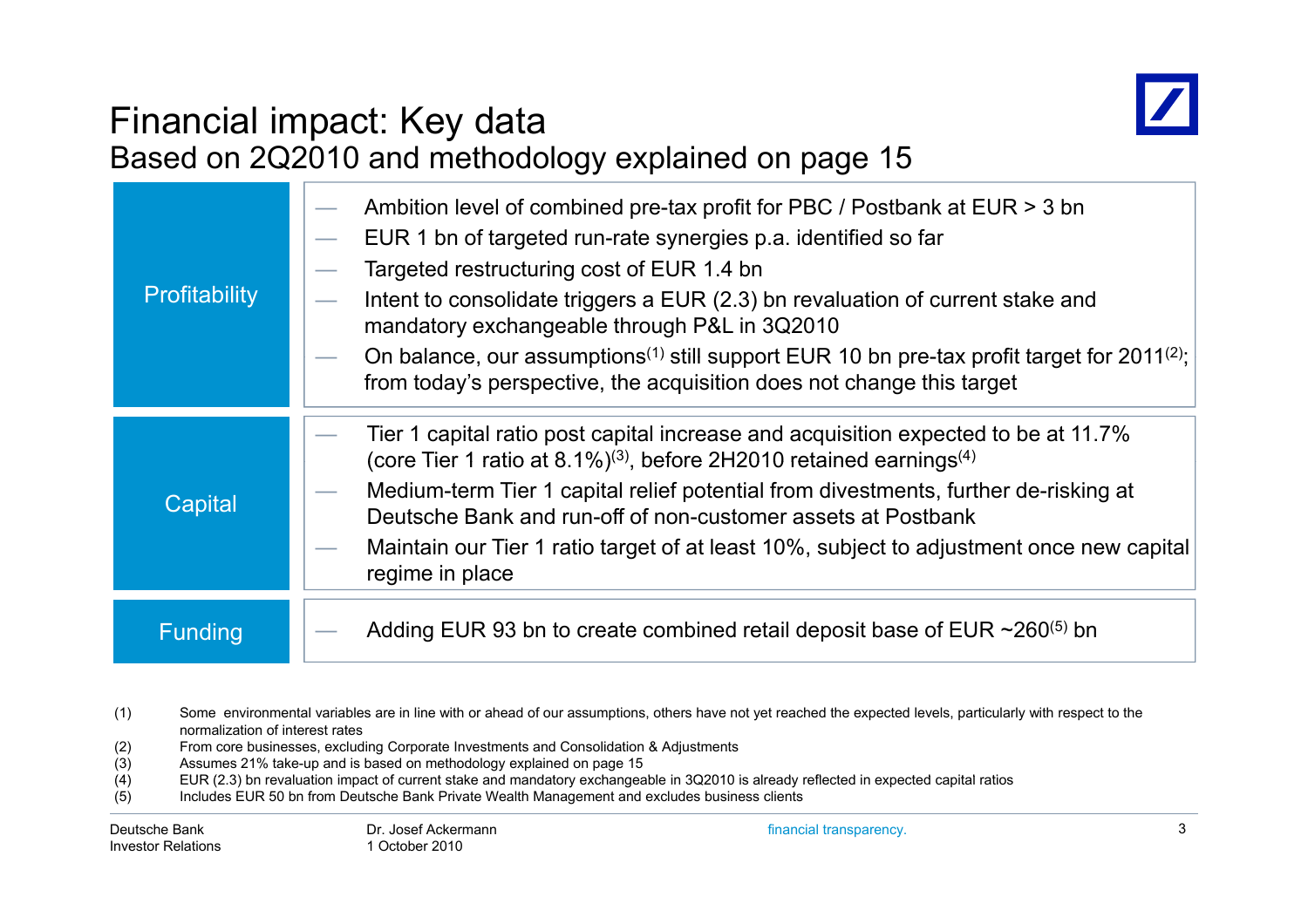# Financial impact: Key data

## Based on 2Q2010 and methodology explained on page 15

| | |
|---|---|
| **Profitability** | — Ambition level of combined pre-tax profit for PBC / Postbank at EUR > 3 bn<br>— EUR 1 bn of targeted run-rate synergies p.a. identified so far<br>— Targeted restructuring cost of EUR 1.4 bn<br>— Intent to consolidate triggers a EUR (2.3) bn revaluation of current stake and mandatory exchangeable through P&L in 3Q2010<br>— On balance, our assumptions[1] still support EUR 10 bn pre-tax profit target for 2011[2]; from today's perspective, the acquisition does not change this target |
| **Capital** | — Tier 1 capital ratio post capital increase and acquisition expected to be at 11.7% (core Tier 1 ratio at 8.1%)[3], before 2H2010 retained earnings[4]<br>— Medium-term Tier 1 capital relief potential from divestments, further de-risking at Deutsche Bank and run-off of non-customer assets at Postbank<br>— Maintain our Tier 1 ratio target of at least 10%, subject to adjustment once new capital regime in place |
| **Funding** | — Adding EUR 93 bn to create combined retail deposit base of EUR ~260[5] bn |

(1) Some environmental variables are in line with or ahead of our assumptions, others have not yet reached the expected levels, particularly with respect to the normalization of interest rates

(2) From core businesses, excluding Corporate Investments and Consolidation & Adjustments

(3) Assumes 21% take-up and is based on methodology explained on page 15

(4) EUR (2.3) bn revaluation impact of current stake and mandatory exchangeable in 3Q2010 is already reflected in expected capital ratios

(5) Includes EUR 50 bn from Deutsche Bank Private Wealth Management and excludes business clients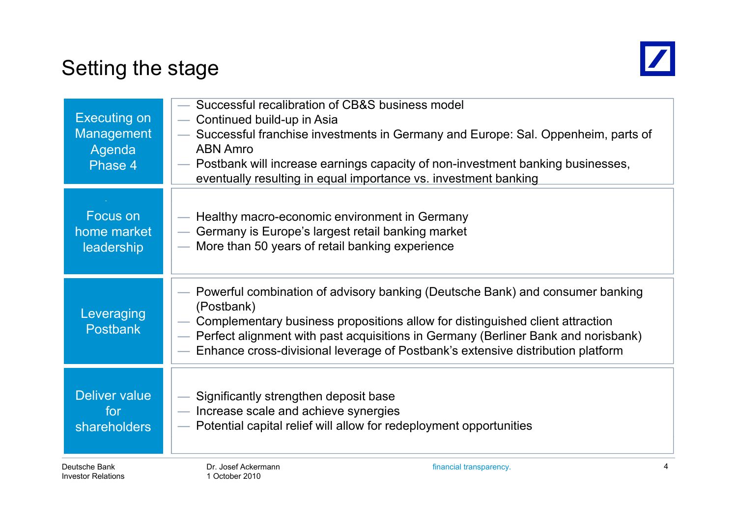# Setting the stage

| | |
|---|---|
| Executing on Management Agenda Phase 4 | — Successful recalibration of CB&S business model<br>— Continued build-up in Asia<br>— Successful franchise investments in Germany and Europe: Sal. Oppenheim, parts of ABN Amro<br>— Postbank will increase earnings capacity of non-investment banking businesses, eventually resulting in equal importance vs. investment banking |
| Focus on home market leadership | — Healthy macro-economic environment in Germany<br>— Germany is Europe's largest retail banking market<br>— More than 50 years of retail banking experience |
| Leveraging Postbank | — Powerful combination of advisory banking (Deutsche Bank) and consumer banking (Postbank)<br>— Complementary business propositions allow for distinguished client attraction<br>— Perfect alignment with past acquisitions in Germany (Berliner Bank and norisbank)<br>— Enhance cross-divisional leverage of Postbank's extensive distribution platform |
| Deliver value for shareholders | — Significantly strengthen deposit base<br>— Increase scale and achieve synergies<br>— Potential capital relief will allow for redeployment opportunities |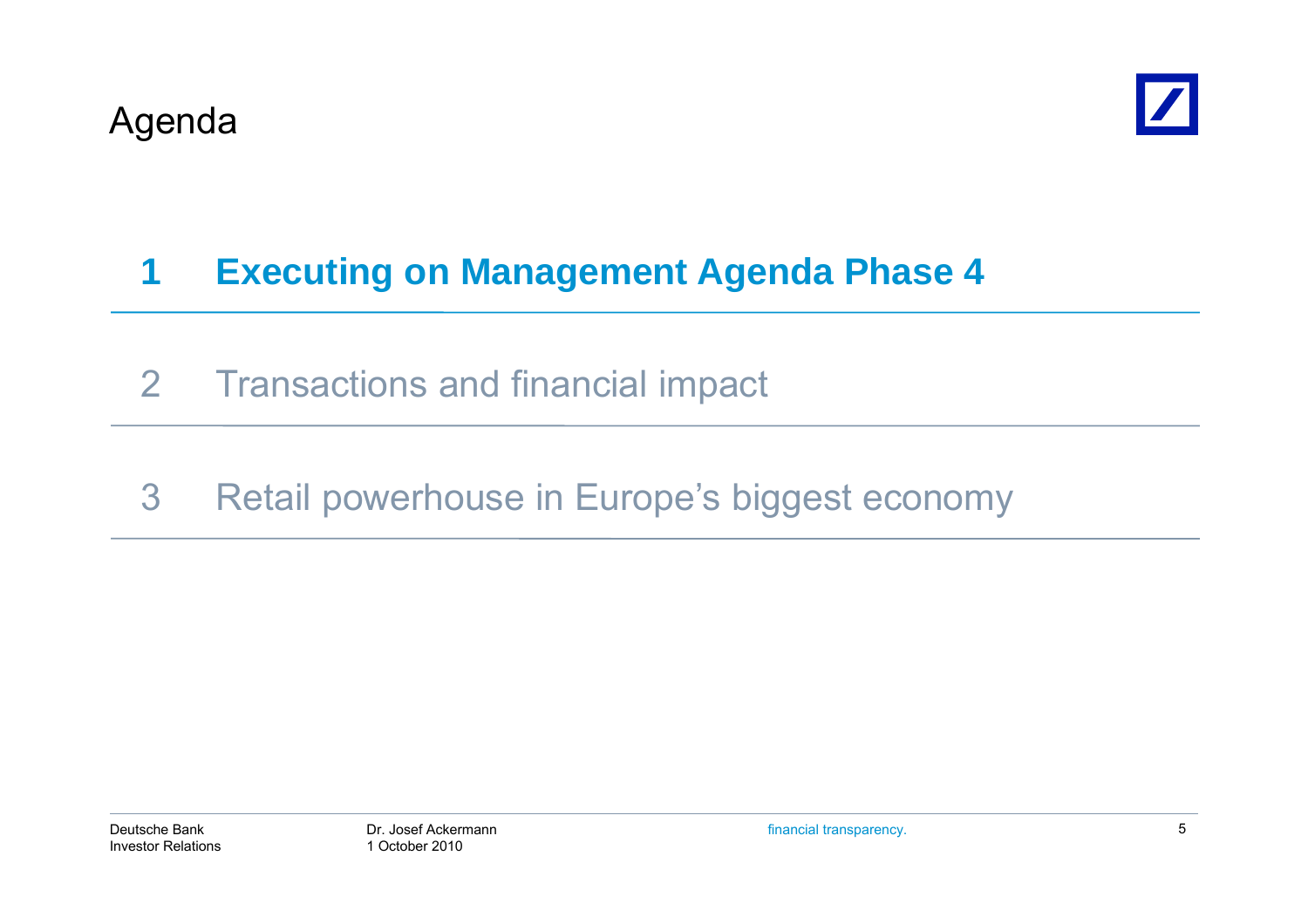# Agenda

1. **Executing on Management Agenda Phase 4**
2. Transactions and financial impact
3. Retail powerhouse in Europe's biggest economy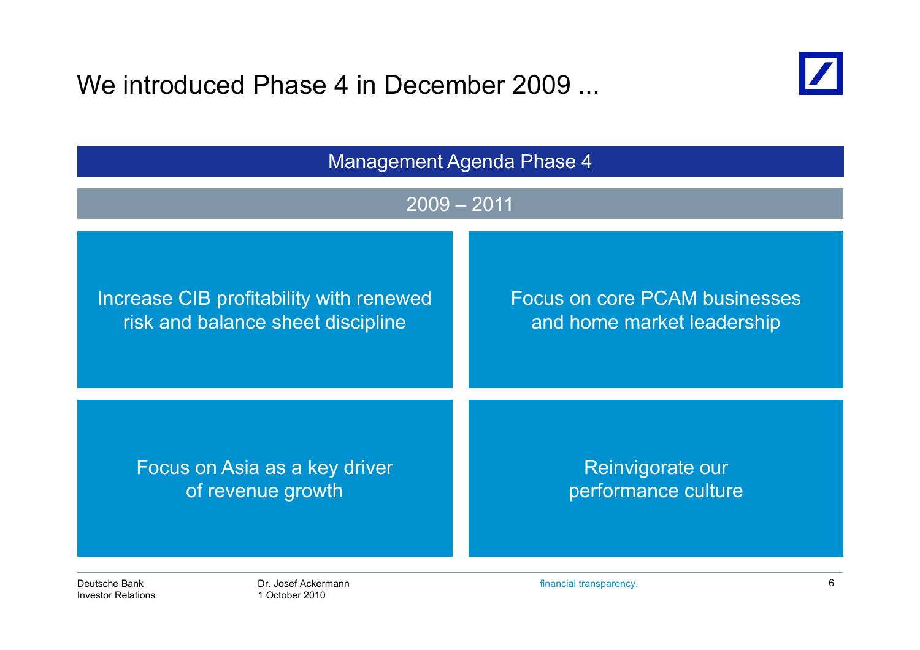# We introduced Phase 4 in December 2009 ...

## Management Agenda Phase 4

### 2009 – 2011

- Increase CIB profitability with renewed risk and balance sheet discipline
- Focus on core PCAM businesses and home market leadership
- Focus on Asia as a key driver of revenue growth
- Reinvigorate our performance culture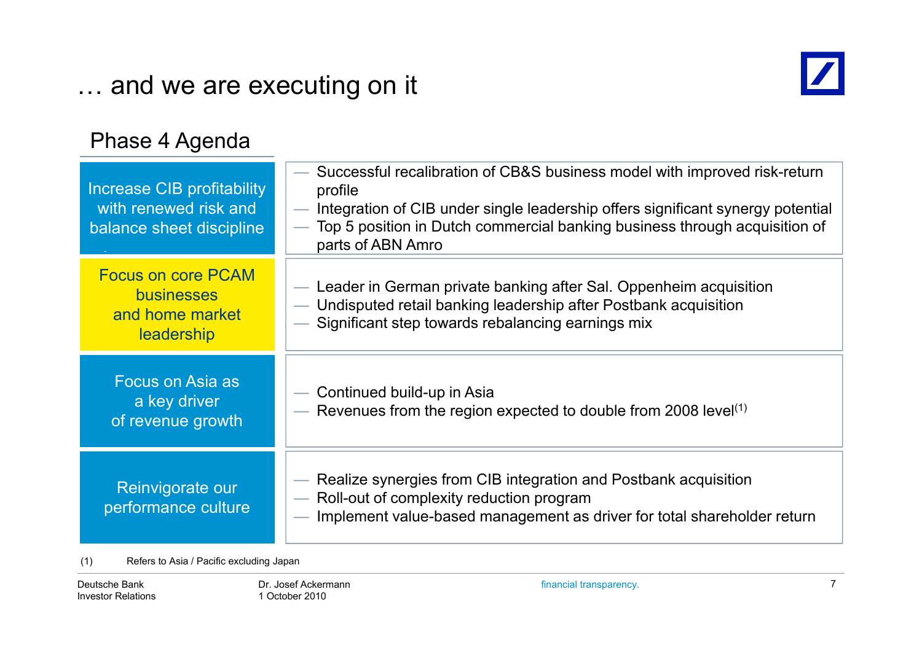# … and we are executing on it

## Phase 4 Agenda

| | |
|---|---|
| Increase CIB profitability with renewed risk and balance sheet discipline | — Successful recalibration of CB&S business model with improved risk-return profile<br>— Integration of CIB under single leadership offers significant synergy potential<br>— Top 5 position in Dutch commercial banking business through acquisition of parts of ABN Amro |
| Focus on core PCAM businesses and home market leadership | — Leader in German private banking after Sal. Oppenheim acquisition<br>— Undisputed retail banking leadership after Postbank acquisition<br>— Significant step towards rebalancing earnings mix |
| Focus on Asia as a key driver of revenue growth | — Continued build-up in Asia<br>— Revenues from the region expected to double from 2008 level(1) |
| Reinvigorate our performance culture | — Realize synergies from CIB integration and Postbank acquisition<br>— Roll-out of complexity reduction program<br>— Implement value-based management as driver for total shareholder return |

(1) Refers to Asia / Pacific excluding Japan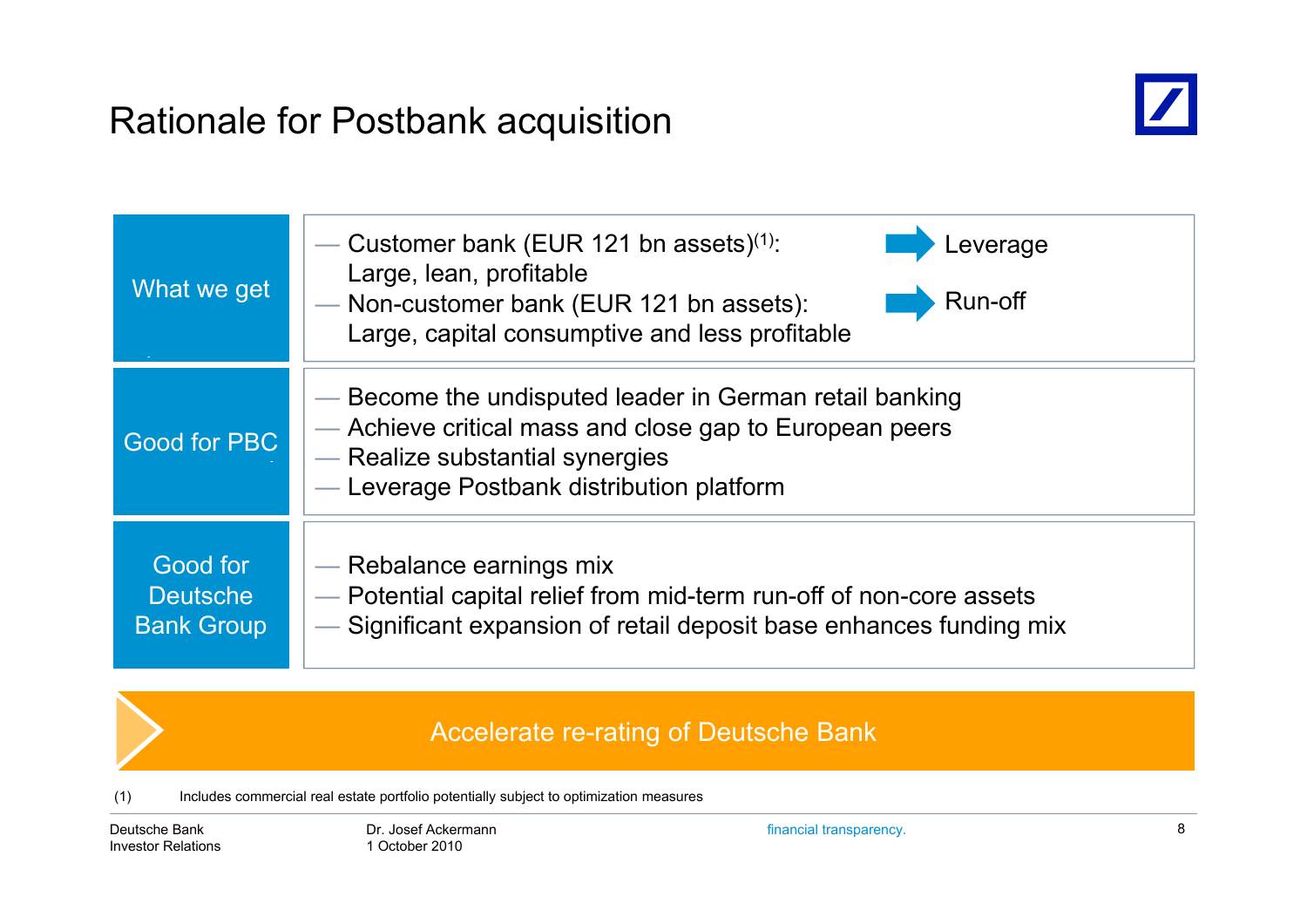# Rationale for Postbank acquisition

| | | |
|---|---|---|
| **What we get** | — Customer bank (EUR 121 bn assets)[1]: Large, lean, profitable | ➡ Leverage |
| | — Non-customer bank (EUR 121 bn assets): Large, capital consumptive and less profitable | ➡ Run-off |

**Good for PBC**

- Become the undisputed leader in German retail banking
- Achieve critical mass and close gap to European peers
- Realize substantial synergies
- Leverage Postbank distribution platform

**Good for Deutsche Bank Group**

- Rebalance earnings mix
- Potential capital relief from mid-term run-off of non-core assets
- Significant expansion of retail deposit base enhances funding mix

**Accelerate re-rating of Deutsche Bank**

(1) Includes commercial real estate portfolio potentially subject to optimization measures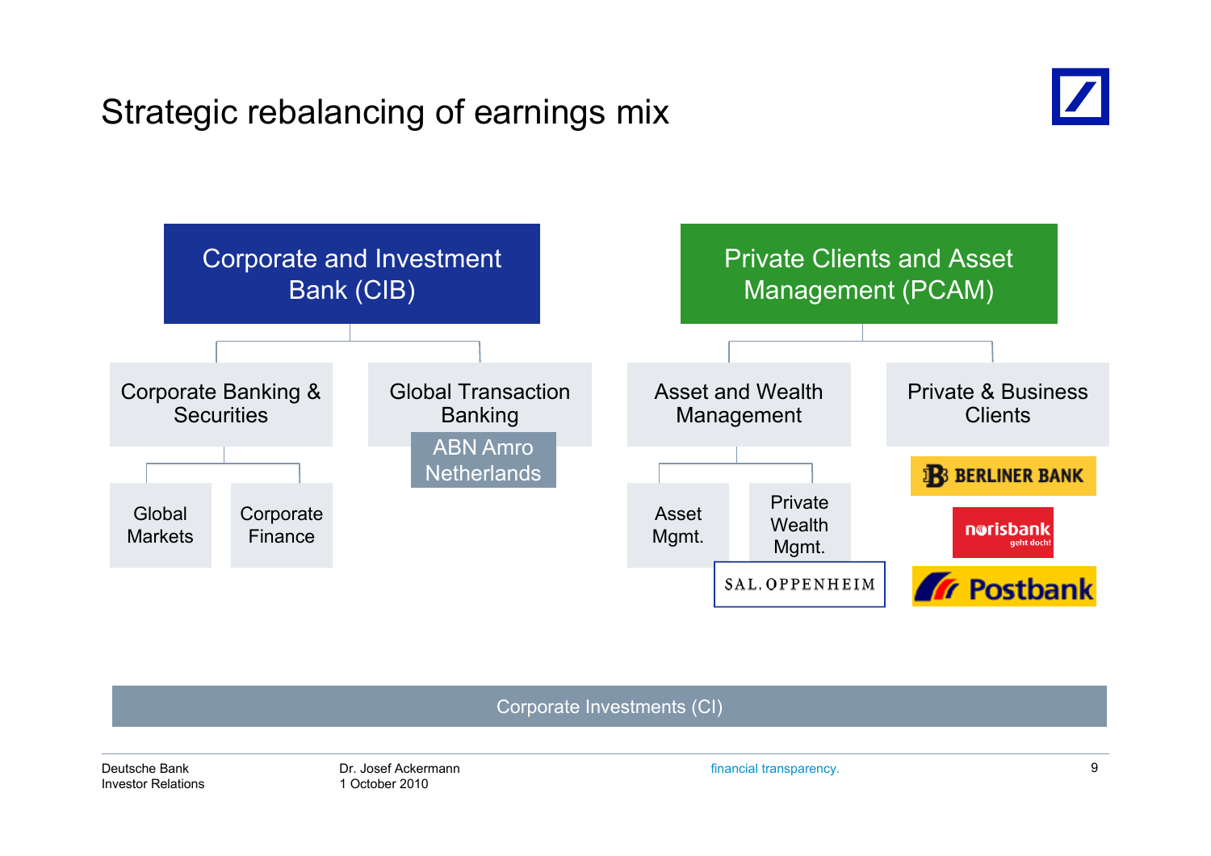# Strategic rebalancing of earnings mix

- **Corporate and Investment Bank (CIB)**
  - Corporate Banking & Securities
    - Global Markets
    - Corporate Finance
  - Global Transaction Banking
    - ABN Amro Netherlands
- **Private Clients and Asset Management (PCAM)**
  - Asset and Wealth Management
    - Asset Mgmt.
    - Private Wealth Mgmt.
      - SAL. OPPENHEIM
  - Private & Business Clients
    - BERLINER BANK
    - norisbank geht doch!
    - Postbank

Corporate Investments (CI)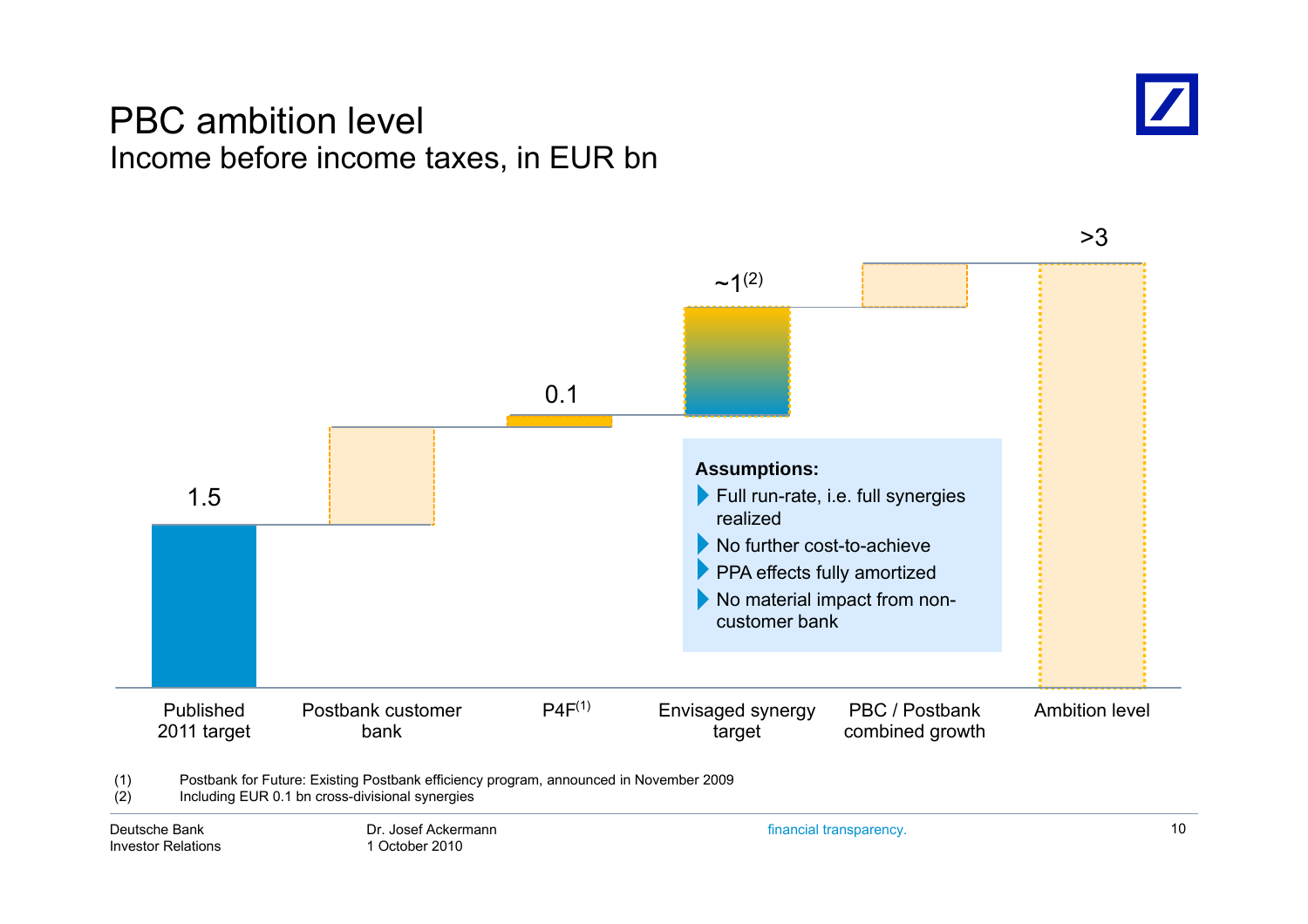# PBC ambition level

## Income before income taxes, in EUR bn

| | Published 2011 target | Postbank customer bank | P4F[1] | Envisaged synergy target | PBC / Postbank combined growth | Ambition level |
|---|---|---|---|---|---|---|
| Value | 1.5 | | 0.1 | ~1[2] | | >3 |

**Assumptions:**

- Full run-rate, i.e. full synergies realized
- No further cost-to-achieve
- PPA effects fully amortized
- No material impact from non-customer bank

(1) Postbank for Future: Existing Postbank efficiency program, announced in November 2009

(2) Including EUR 0.1 bn cross-divisional synergies

Deutsche Bank Investor Relations

Dr. Josef Ackermann 1 October 2010

financial transparency.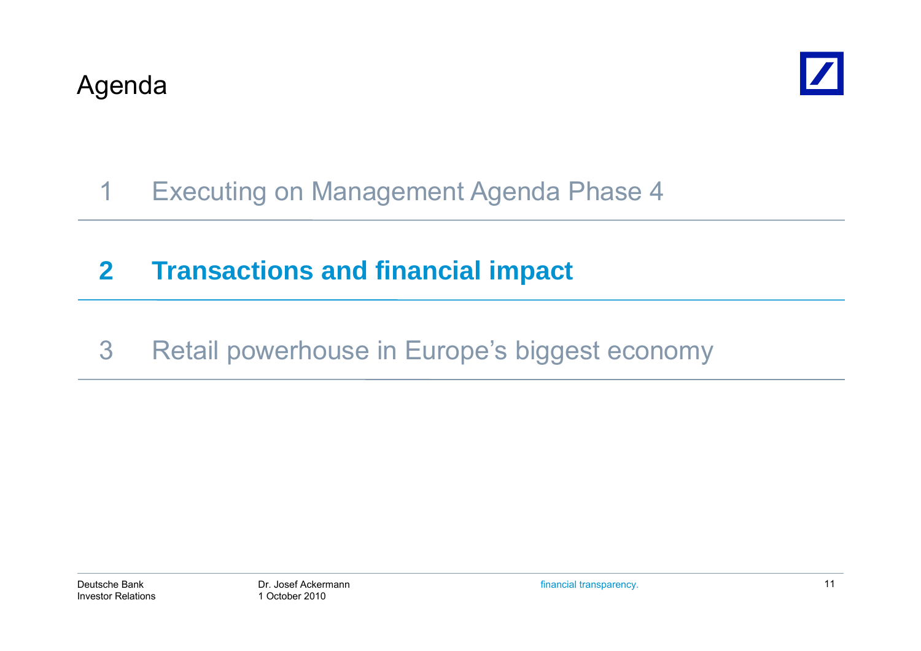# Agenda

1 Executing on Management Agenda Phase 4

**2 Transactions and financial impact**

3 Retail powerhouse in Europe's biggest economy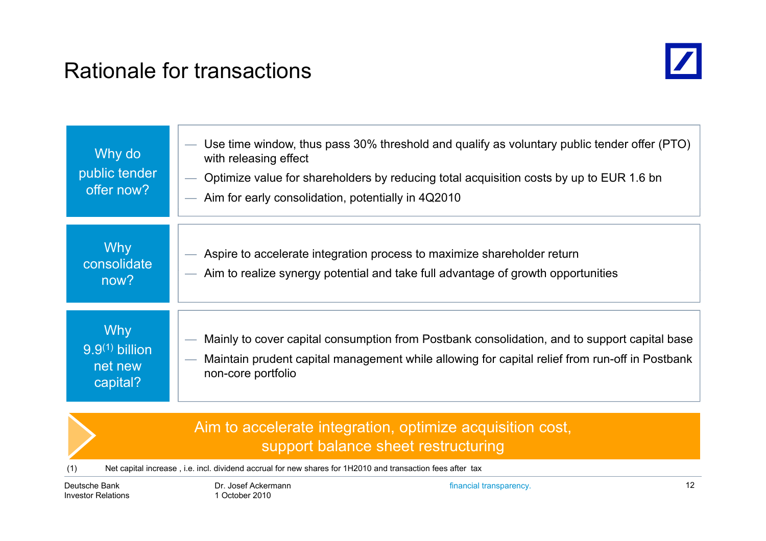# Rationale for transactions

| | |
|---|---|
| **Why do public tender offer now?** | — Use time window, thus pass 30% threshold and qualify as voluntary public tender offer (PTO) with releasing effect<br>— Optimize value for shareholders by reducing total acquisition costs by up to EUR 1.6 bn<br>— Aim for early consolidation, potentially in 4Q2010 |
| **Why consolidate now?** | — Aspire to accelerate integration process to maximize shareholder return<br>— Aim to realize synergy potential and take full advantage of growth opportunities |
| **Why 9.9[1] billion net new capital?** | — Mainly to cover capital consumption from Postbank consolidation, and to support capital base<br>— Maintain prudent capital management while allowing for capital relief from run-off in Postbank non-core portfolio |

**Aim to accelerate integration, optimize acquisition cost, support balance sheet restructuring**

(1) Net capital increase , i.e. incl. dividend accrual for new shares for 1H2010 and transaction fees after tax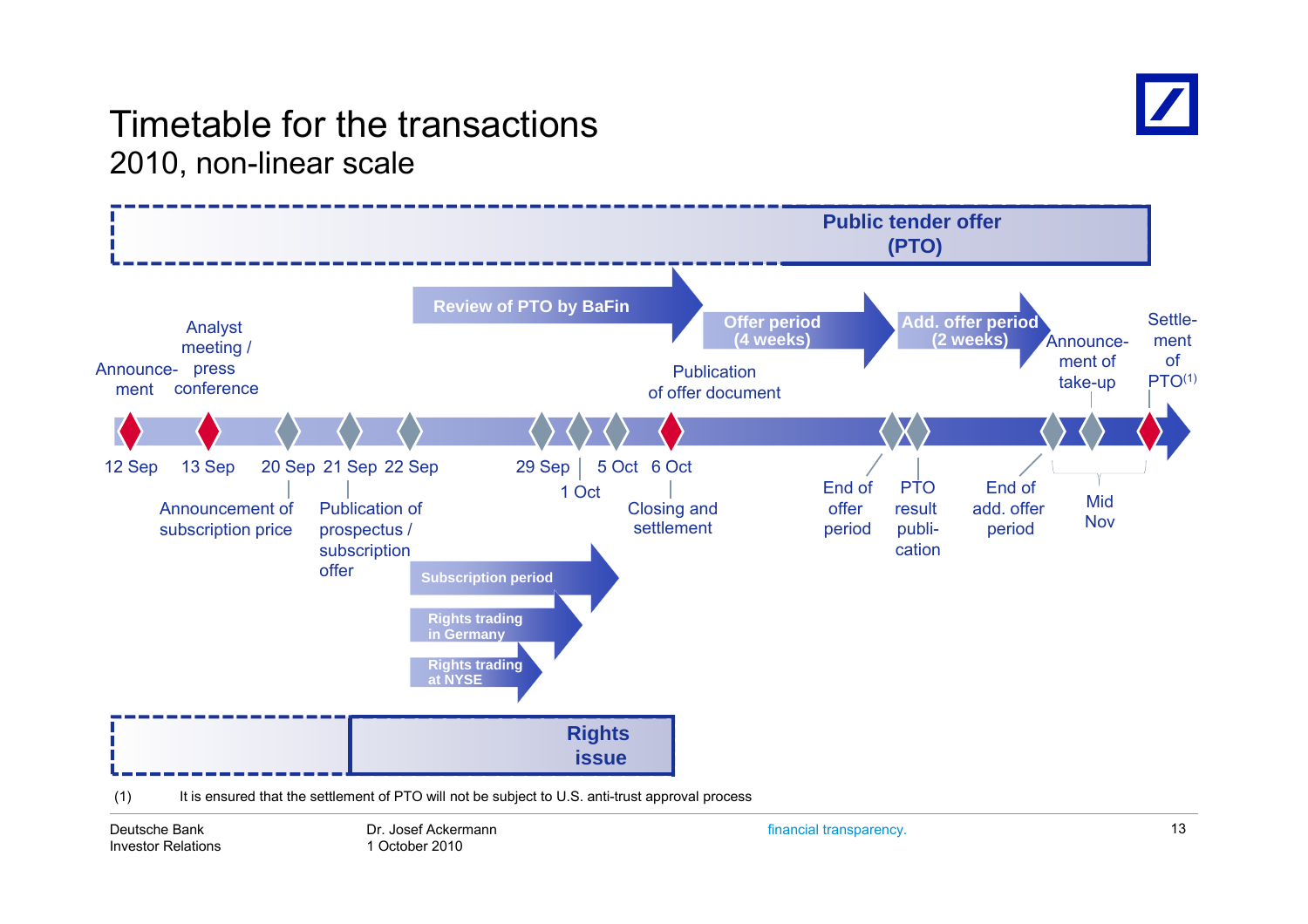# Timetable for the transactions

## 2010, non-linear scale

**Public tender offer (PTO)**

- Review of PTO by BaFin
- Offer period (4 weeks)
- Add. offer period (2 weeks)

| Date | Event |
|---|---|
| 12 Sep | Announcement |
| 13 Sep | Analyst meeting / press conference |
| 20 Sep | Announcement of subscription price |
| 21 Sep | Publication of prospectus / subscription offer |
| 22 Sep | |
| 29 Sep | |
| 1 Oct | |
| 5 Oct | |
| 6 Oct | Publication of offer document; Closing and settlement |
| | End of offer period |
| | PTO result publication |
| | End of add. offer period |
| Mid Nov | Announcement of take-up |
| Mid Nov | Settlement of PTO[1] |

**Rights issue**

- Subscription period
- Rights trading in Germany
- Rights trading at NYSE

(1) It is ensured that the settlement of PTO will not be subject to U.S. anti-trust approval process

Deutsche Bank
Investor Relations

Dr. Josef Ackermann
1 October 2010

financial transparency.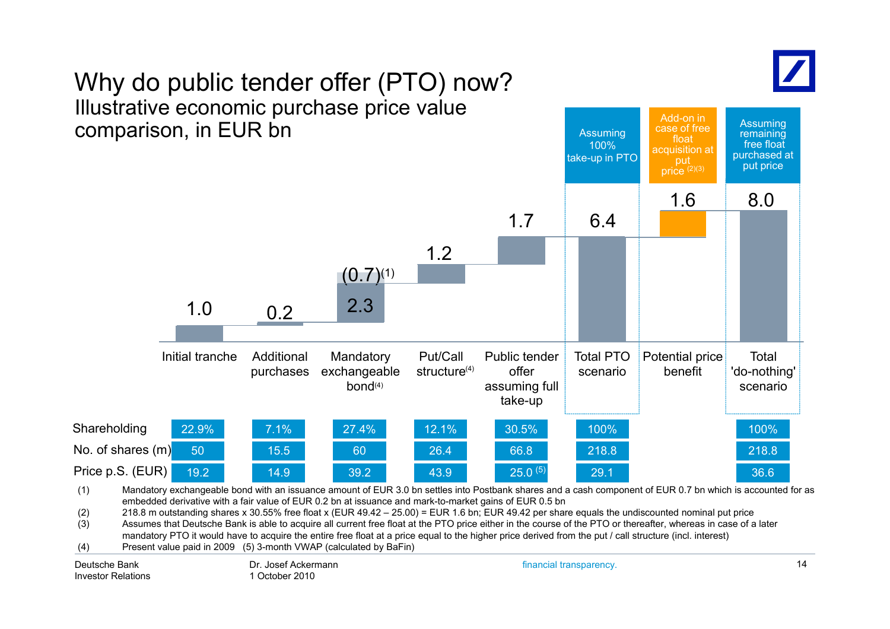# Why do public tender offer (PTO) now?

## Illustrative economic purchase price value comparison, in EUR bn

| | Initial tranche | Additional purchases | Mandatory exchangeable bond[4] | Put/Call structure[4] | Public tender offer assuming full take-up | Total PTO scenario (Assuming 100% take-up in PTO) | Potential price benefit (Add-on in case of free float acquisition at put price [2][3]) | Total 'do-nothing' scenario (Assuming remaining free float purchased at put price) |
|---|---|---|---|---|---|---|---|---|
| Value (EUR bn) | 1.0 | 0.2 | 2.3 / (0.7)[1] | 1.2 | 1.7 | 6.4 | 1.6 | 8.0 |
| Shareholding | 22.9% | 7.1% | 27.4% | 12.1% | 30.5% | 100% | | 100% |
| No. of shares (m) | 50 | 15.5 | 60 | 26.4 | 66.8 | 218.8 | | 218.8 |
| Price p.S. (EUR) | 19.2 | 14.9 | 39.2 | 43.9 | 25.0 [5] | 29.1 | | 36.6 |

(1) Mandatory exchangeable bond with an issuance amount of EUR 3.0 bn settles into Postbank shares and a cash component of EUR 0.7 bn which is accounted for as embedded derivative with a fair value of EUR 0.2 bn at issuance and mark-to-market gains of EUR 0.5 bn

(2) 218.8 m outstanding shares x 30.55% free float x (EUR 49.42 – 25.00) = EUR 1.6 bn; EUR 49.42 per share equals the undiscounted nominal put price

(3) Assumes that Deutsche Bank is able to acquire all current free float at the PTO price either in the course of the PTO or thereafter, whereas in case of a later mandatory PTO it would have to acquire the entire free float at a price equal to the higher price derived from the put / call structure (incl. interest)

(4) Present value paid in 2009 (5) 3-month VWAP (calculated by BaFin)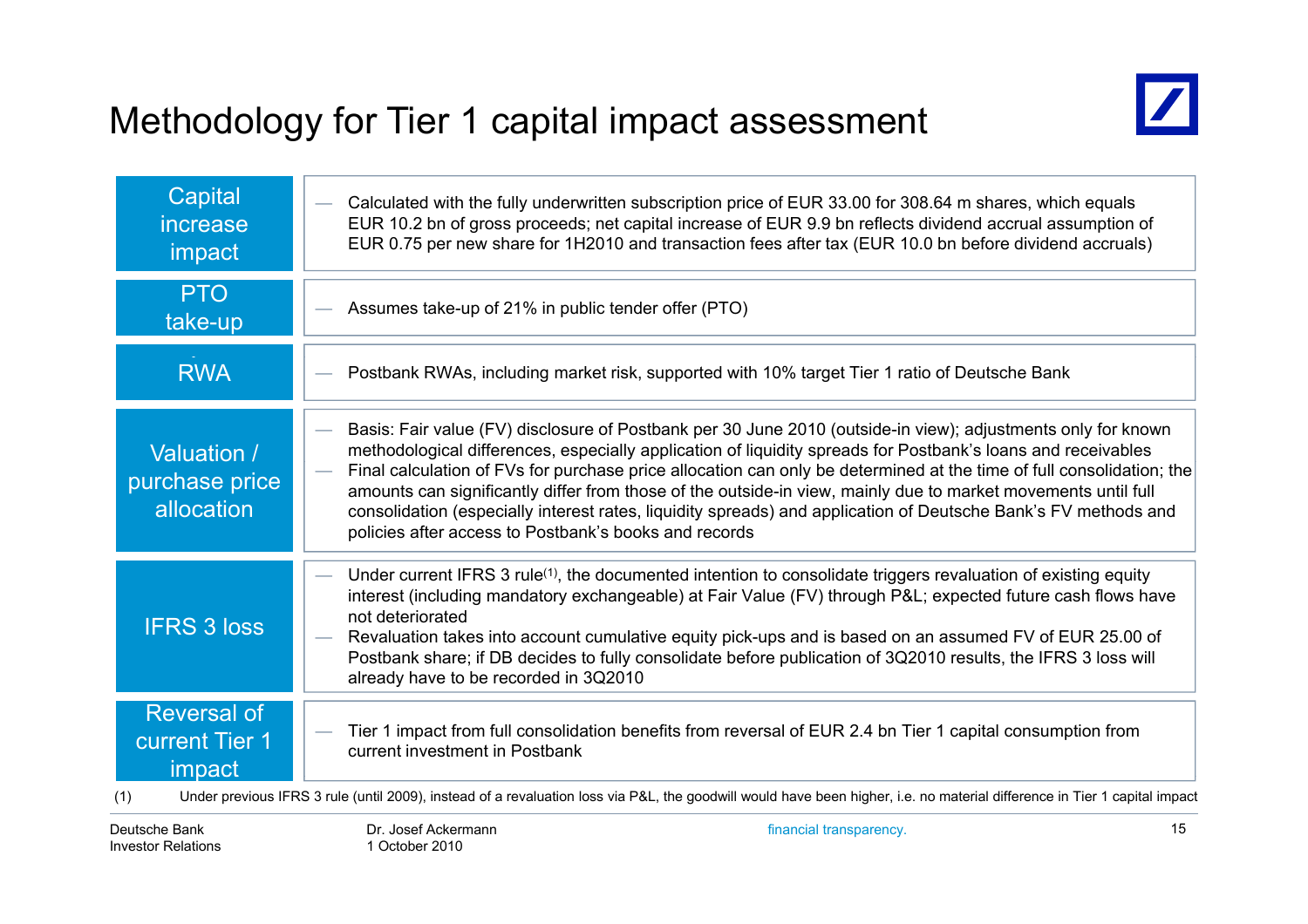# Methodology for Tier 1 capital impact assessment

| | |
|---|---|
| Capital increase impact | — Calculated with the fully underwritten subscription price of EUR 33.00 for 308.64 m shares, which equals EUR 10.2 bn of gross proceeds; net capital increase of EUR 9.9 bn reflects dividend accrual assumption of EUR 0.75 per new share for 1H2010 and transaction fees after tax (EUR 10.0 bn before dividend accruals) |
| PTO take-up | — Assumes take-up of 21% in public tender offer (PTO) |
| RWA | — Postbank RWAs, including market risk, supported with 10% target Tier 1 ratio of Deutsche Bank |
| Valuation / purchase price allocation | — Basis: Fair value (FV) disclosure of Postbank per 30 June 2010 (outside-in view); adjustments only for known methodological differences, especially application of liquidity spreads for Postbank's loans and receivables<br>— Final calculation of FVs for purchase price allocation can only be determined at the time of full consolidation; the amounts can significantly differ from those of the outside-in view, mainly due to market movements until full consolidation (especially interest rates, liquidity spreads) and application of Deutsche Bank's FV methods and policies after access to Postbank's books and records |
| IFRS 3 loss | — Under current IFRS 3 rule[(1)], the documented intention to consolidate triggers revaluation of existing equity interest (including mandatory exchangeable) at Fair Value (FV) through P&L; expected future cash flows have not deteriorated<br>— Revaluation takes into account cumulative equity pick-ups and is based on an assumed FV of EUR 25.00 of Postbank share; if DB decides to fully consolidate before publication of 3Q2010 results, the IFRS 3 loss will already have to be recorded in 3Q2010 |
| Reversal of current Tier 1 impact | — Tier 1 impact from full consolidation benefits from reversal of EUR 2.4 bn Tier 1 capital consumption from current investment in Postbank |

(1) Under previous IFRS 3 rule (until 2009), instead of a revaluation loss via P&L, the goodwill would have been higher, i.e. no material difference in Tier 1 capital impact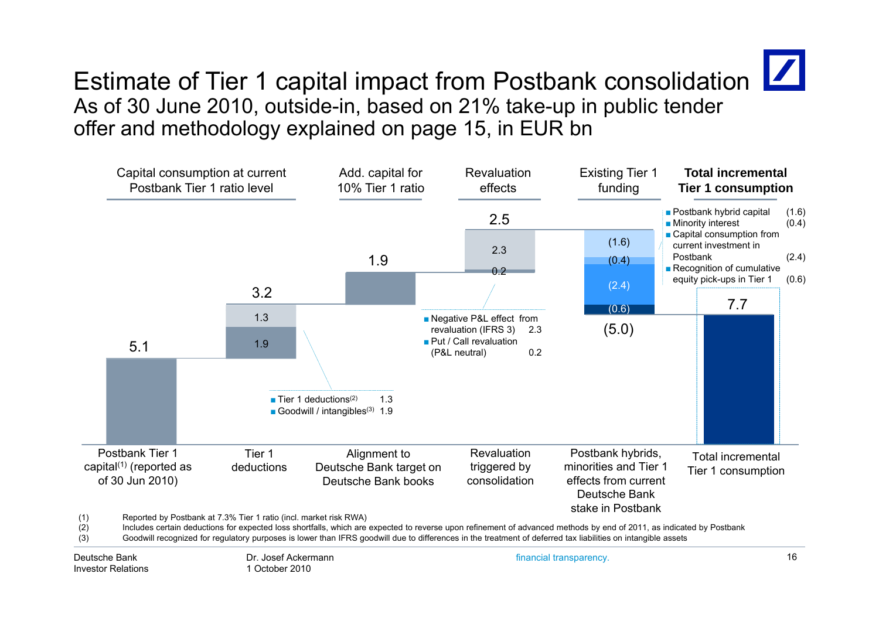# Estimate of Tier 1 capital impact from Postbank consolidation

## As of 30 June 2010, outside-in, based on 21% take-up in public tender offer and methodology explained on page 15, in EUR bn

| | Capital consumption at current Postbank Tier 1 ratio level | | Add. capital for 10% Tier 1 ratio | Revaluation effects | Existing Tier 1 funding | **Total incremental Tier 1 consumption** |
|---|---|---|---|---|---|---|
| | Postbank Tier 1 capital[1] (reported as of 30 Jun 2010) | Tier 1 deductions | Alignment to Deutsche Bank target on Deutsche Bank books | Revaluation triggered by consolidation | Postbank hybrids, minorities and Tier 1 effects from current Deutsche Bank stake in Postbank | Total incremental Tier 1 consumption |
| Value | 5.1 | 3.2 | 1.9 | 2.5 | (5.0) | 7.7 |
| Components | | 1.3 / 1.9 | | 2.3 / 0.2 | (1.6) / (0.4) / (2.4) / (0.6) | |

Tier 1 deductions:
- Tier 1 deductions[2] 1.3
- Goodwill / intangibles[3] 1.9

Revaluation effects:
- Negative P&L effect from revaluation (IFRS 3) 2.3
- Put / Call revaluation (P&L neutral) 0.2

Existing Tier 1 funding:
- Postbank hybrid capital (1.6)
- Minority interest (0.4)
- Capital consumption from current investment in Postbank (2.4)
- Recognition of cumulative equity pick-ups in Tier 1 (0.6)

(1) Reported by Postbank at 7.3% Tier 1 ratio (incl. market risk RWA)
(2) Includes certain deductions for expected loss shortfalls, which are expected to reverse upon refinement of advanced methods by end of 2011, as indicated by Postbank
(3) Goodwill recognized for regulatory purposes is lower than IFRS goodwill due to differences in the treatment of deferred tax liabilities on intangible assets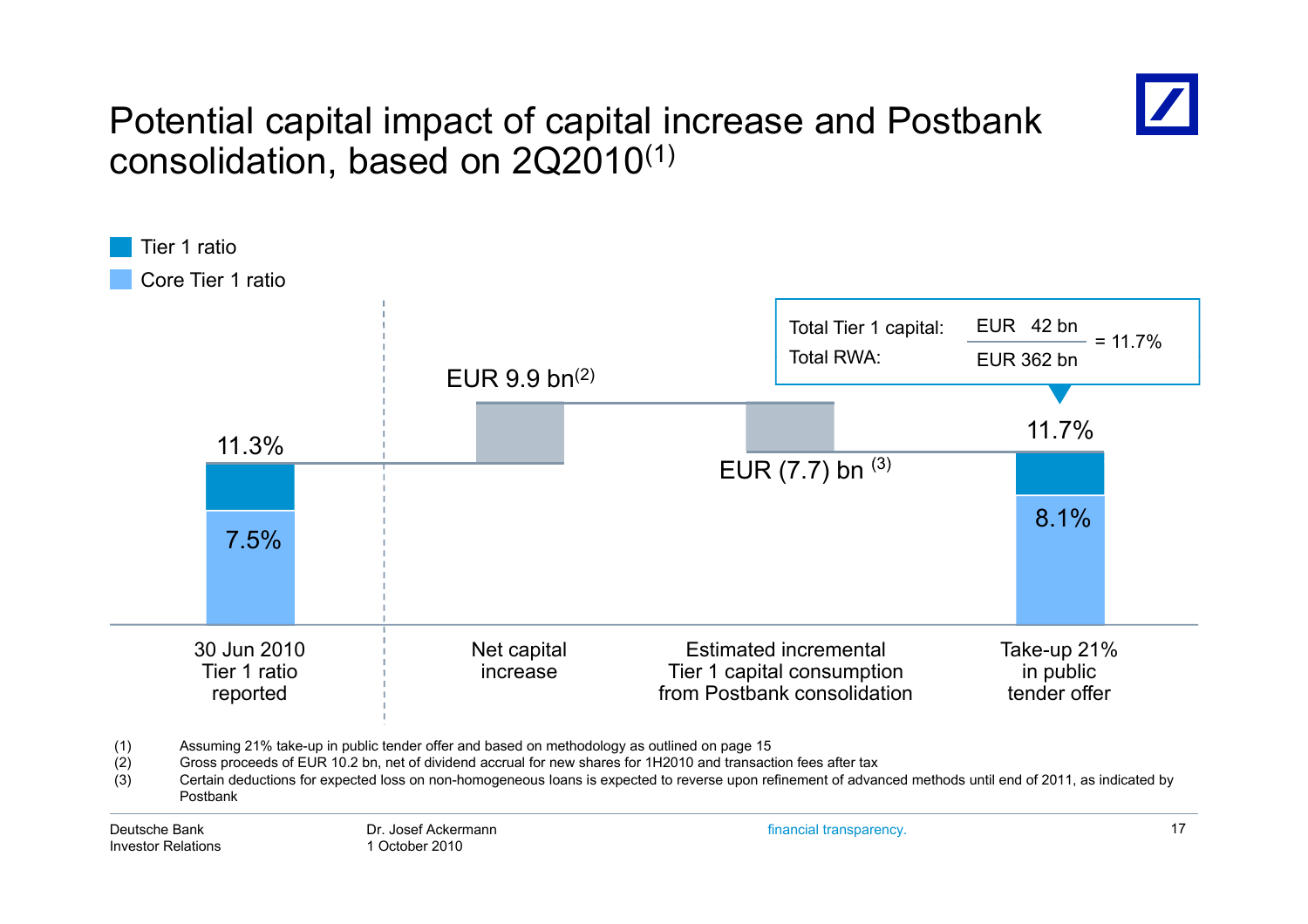# Potential capital impact of capital increase and Postbank consolidation, based on 2Q2010[1]

- Tier 1 ratio
- Core Tier 1 ratio

| | 30 Jun 2010 Tier 1 ratio reported | Net capital increase | Estimated incremental Tier 1 capital consumption from Postbank consolidation | Take-up 21% in public tender offer |
|---|---|---|---|---|
| Tier 1 ratio | 11.3% | EUR 9.9 bn[2] | EUR (7.7) bn [3] | 11.7% |
| Core Tier 1 ratio | 7.5% | | | 8.1% |

Total Tier 1 capital: EUR 42 bn / Total RWA: EUR 362 bn = 11.7%

(1) Assuming 21% take-up in public tender offer and based on methodology as outlined on page 15

(2) Gross proceeds of EUR 10.2 bn, net of dividend accrual for new shares for 1H2010 and transaction fees after tax

(3) Certain deductions for expected loss on non-homogeneous loans is expected to reverse upon refinement of advanced methods until end of 2011, as indicated by Postbank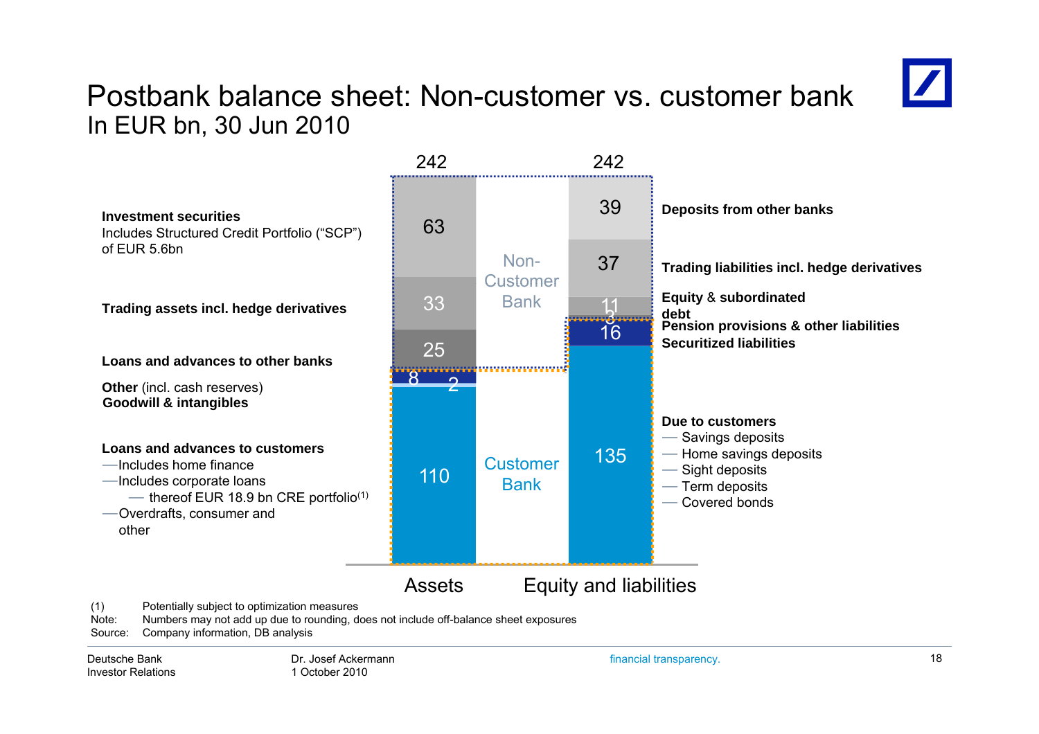# Postbank balance sheet: Non-customer vs. customer bank

## In EUR bn, 30 Jun 2010

| Assets | | Equity and liabilities | |
|---|---|---|---|
| **Total** | 242 | **Total** | 242 |
| **Investment securities** Includes Structured Credit Portfolio ("SCP") of EUR 5.6bn | 63 | **Deposits from other banks** | 39 |
| **Trading assets incl. hedge derivatives** | 33 | **Trading liabilities incl. hedge derivatives** | 37 |
| **Loans and advances to other banks** | 25 | **Equity & subordinated debt** | 11 |
| **Other** (incl. cash reserves) | 8 | **Pension provisions & other liabilities** | 3 |
| **Goodwill & intangibles** | 2 | **Securitized liabilities** | 16 |
| **Loans and advances to customers** | 110 | **Due to customers** | 135 |

Non-Customer Bank

Customer Bank

**Loans and advances to customers**
- Includes home finance
- Includes corporate loans
  - thereof EUR 18.9 bn CRE portfolio(1)
- Overdrafts, consumer and other

**Due to customers**
- Savings deposits
- Home savings deposits
- Sight deposits
- Term deposits
- Covered bonds

(1) Potentially subject to optimization measures
Note: Numbers may not add up due to rounding, does not include off-balance sheet exposures
Source: Company information, DB analysis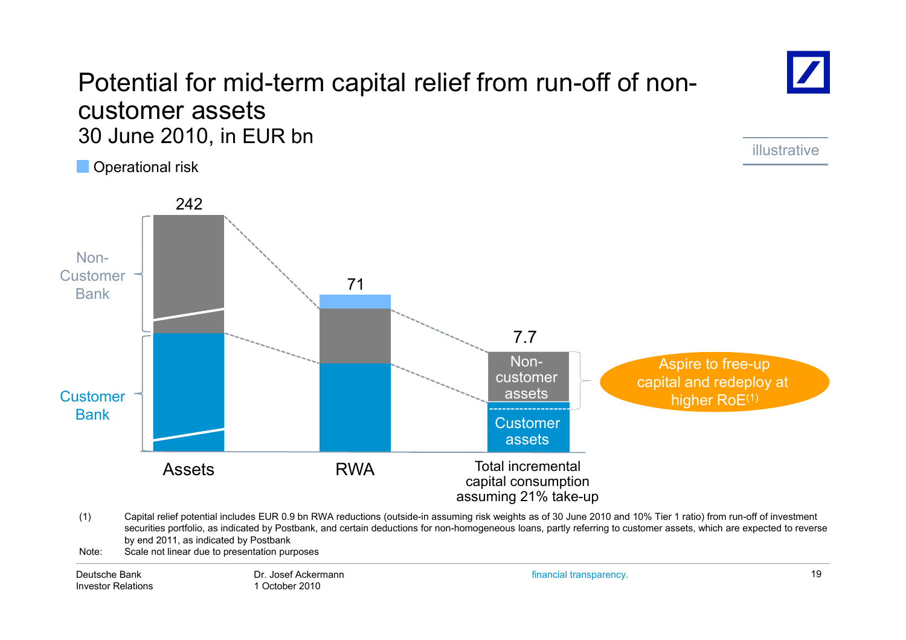# Potential for mid-term capital relief from run-off of non-customer assets

## 30 June 2010, in EUR bn

illustrative

Operational risk

Non-Customer Bank

Customer Bank

242

71

7.7

Non-customer assets

Customer assets

Aspire to free-up capital and redeploy at higher RoE[(1)]

Assets

RWA

Total incremental capital consumption assuming 21% take-up

(1) Capital relief potential includes EUR 0.9 bn RWA reductions (outside-in assuming risk weights as of 30 June 2010 and 10% Tier 1 ratio) from run-off of investment securities portfolio, as indicated by Postbank, and certain deductions for non-homogeneous loans, partly referring to customer assets, which are expected to reverse by end 2011, as indicated by Postbank

Note: Scale not linear due to presentation purposes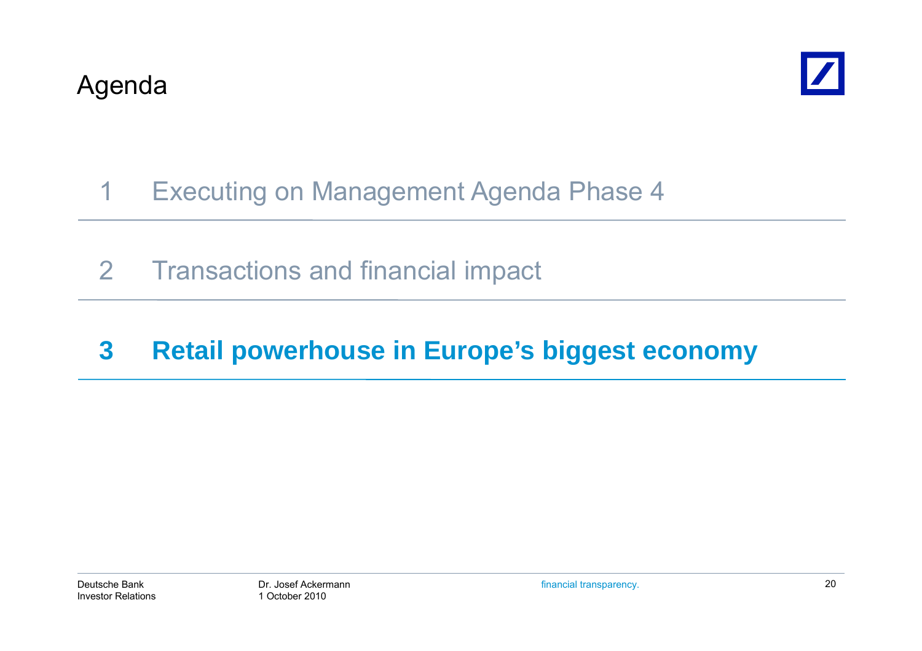# Agenda

1 Executing on Management Agenda Phase 4

2 Transactions and financial impact

**3 Retail powerhouse in Europe's biggest economy**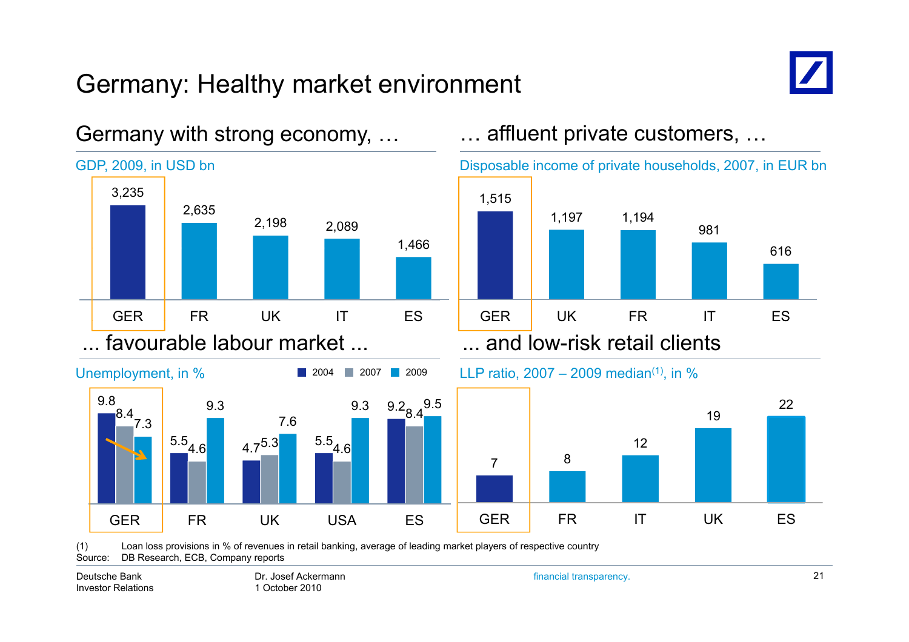# Germany: Healthy market environment

## Germany with strong economy, …

GDP, 2009, in USD bn

| GER | FR | UK | IT | ES |
|---|---|---|---|---|
| 3,235 | 2,635 | 2,198 | 2,089 | 1,466 |

## … affluent private customers, …

Disposable income of private households, 2007, in EUR bn

| GER | UK | FR | IT | ES |
|---|---|---|---|---|
| 1,515 | 1,197 | 1,194 | 981 | 616 |

## ... favourable labour market ...

Unemployment, in %

| | GER | FR | UK | USA | ES |
|---|---|---|---|---|---|
| 2004 | 9.8 | 5.5 | 4.7 | 5.5 | 9.2 |
| 2007 | 8.4 | 4.6 | 5.3 | 4.6 | 8.4 |
| 2009 | 7.3 | 9.3 | 7.6 | 9.3 | 9.5 |

## ... and low-risk retail clients

LLP ratio, 2007 – 2009 median[(1)], in %

| GER | FR | IT | UK | ES |
|---|---|---|---|---|
| 7 | 8 | 12 | 19 | 22 |

(1) Loan loss provisions in % of revenues in retail banking, average of leading market players of respective country

Source: DB Research, ECB, Company reports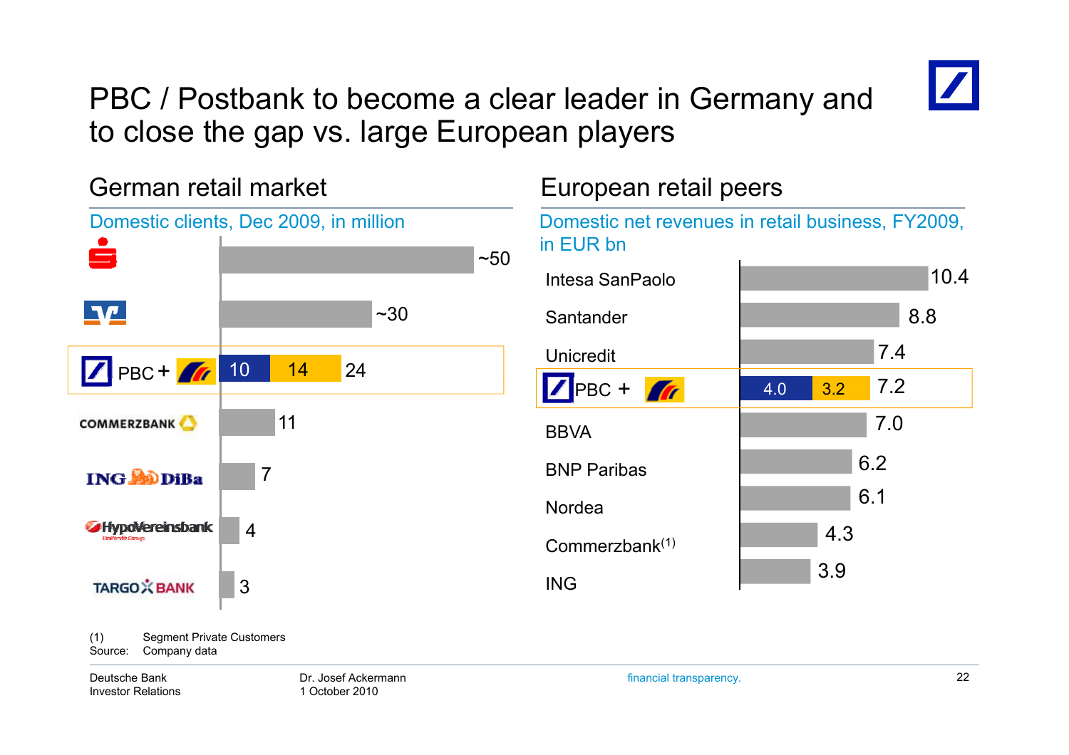# PBC / Postbank to become a clear leader in Germany and to close the gap vs. large European players

## German retail market

Domestic clients, Dec 2009, in million

| Bank | Domestic clients |
|---|---|
| Sparkassen | ~50 |
| Volksbanken | ~30 |
| PBC + Postbank | 10 + 14 = 24 |
| COMMERZBANK | 11 |
| ING DiBa | 7 |
| HypoVereinsbank | 4 |
| TARGOBANK | 3 |

## European retail peers

Domestic net revenues in retail business, FY2009, in EUR bn

| Bank | Net revenues |
|---|---|
| Intesa SanPaolo | 10.4 |
| Santander | 8.8 |
| Unicredit | 7.4 |
| PBC + Postbank | 4.0 + 3.2 = 7.2 |
| BBVA | 7.0 |
| BNP Paribas | 6.2 |
| Nordea | 6.1 |
| Commerzbank[(1)] | 4.3 |
| ING | 3.9 |

(1) Segment Private Customers
Source: Company data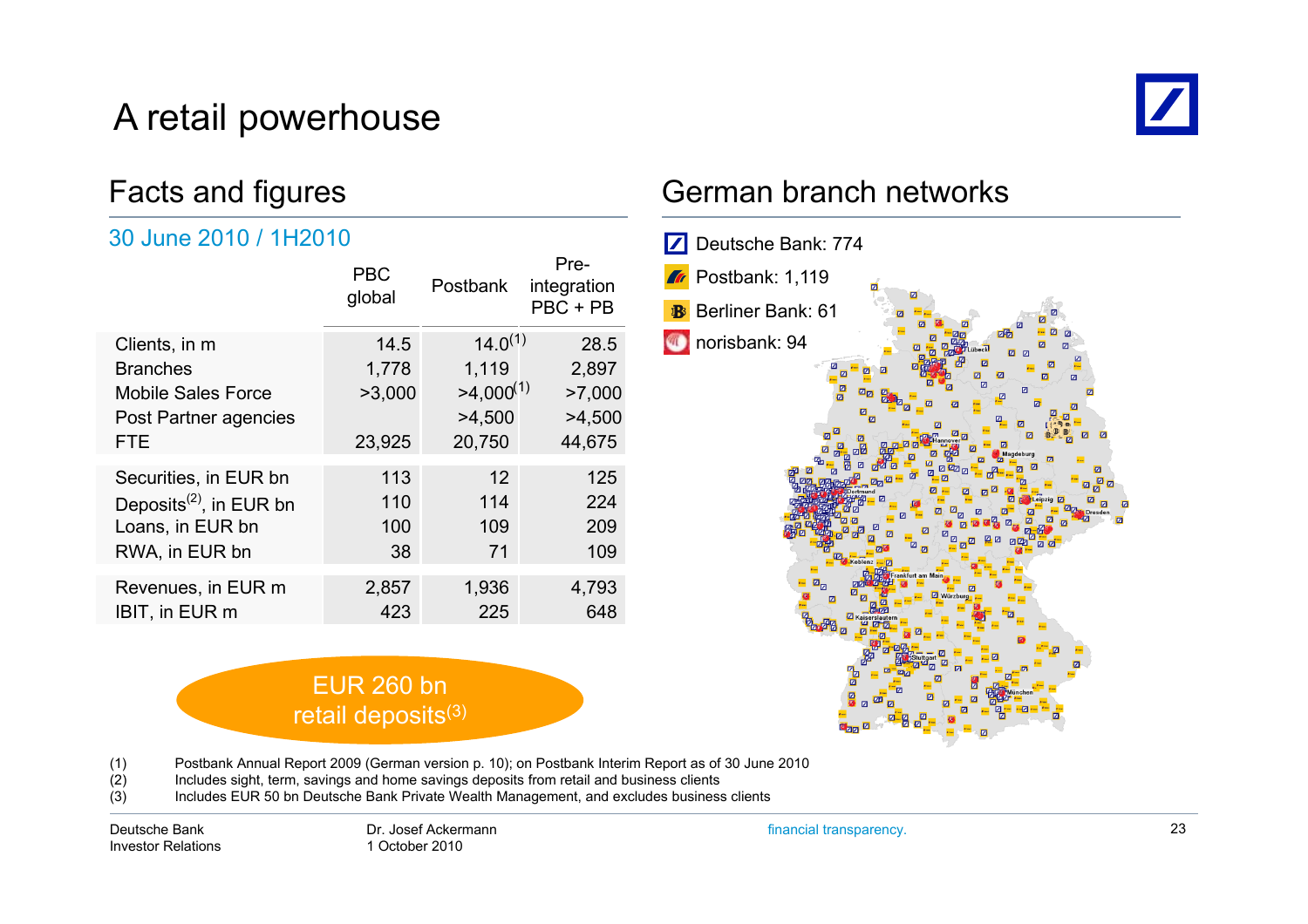# A retail powerhouse

## Facts and figures

### 30 June 2010 / 1H2010

| | PBC global | Postbank | Pre-integration PBC + PB |
|---|---|---|---|
| Clients, in m | 14.5 | 14.0[1] | 28.5 |
| Branches | 1,778 | 1,119 | 2,897 |
| Mobile Sales Force | >3,000 | >4,000[1] | >7,000 |
| Post Partner agencies | | >4,500 | >4,500 |
| FTE | 23,925 | 20,750 | 44,675 |
| Securities, in EUR bn | 113 | 12 | 125 |
| Deposits[2], in EUR bn | 110 | 114 | 224 |
| Loans, in EUR bn | 100 | 109 | 209 |
| RWA, in EUR bn | 38 | 71 | 109 |
| Revenues, in EUR m | 2,857 | 1,936 | 4,793 |
| IBIT, in EUR m | 423 | 225 | 648 |

EUR 260 bn retail deposits[3]

## German branch networks

- Deutsche Bank: 774
- Postbank: 1,119
- Berliner Bank: 61
- norisbank: 94

(1) Postbank Annual Report 2009 (German version p. 10); on Postbank Interim Report as of 30 June 2010
(2) Includes sight, term, savings and home savings deposits from retail and business clients
(3) Includes EUR 50 bn Deutsche Bank Private Wealth Management, and excludes business clients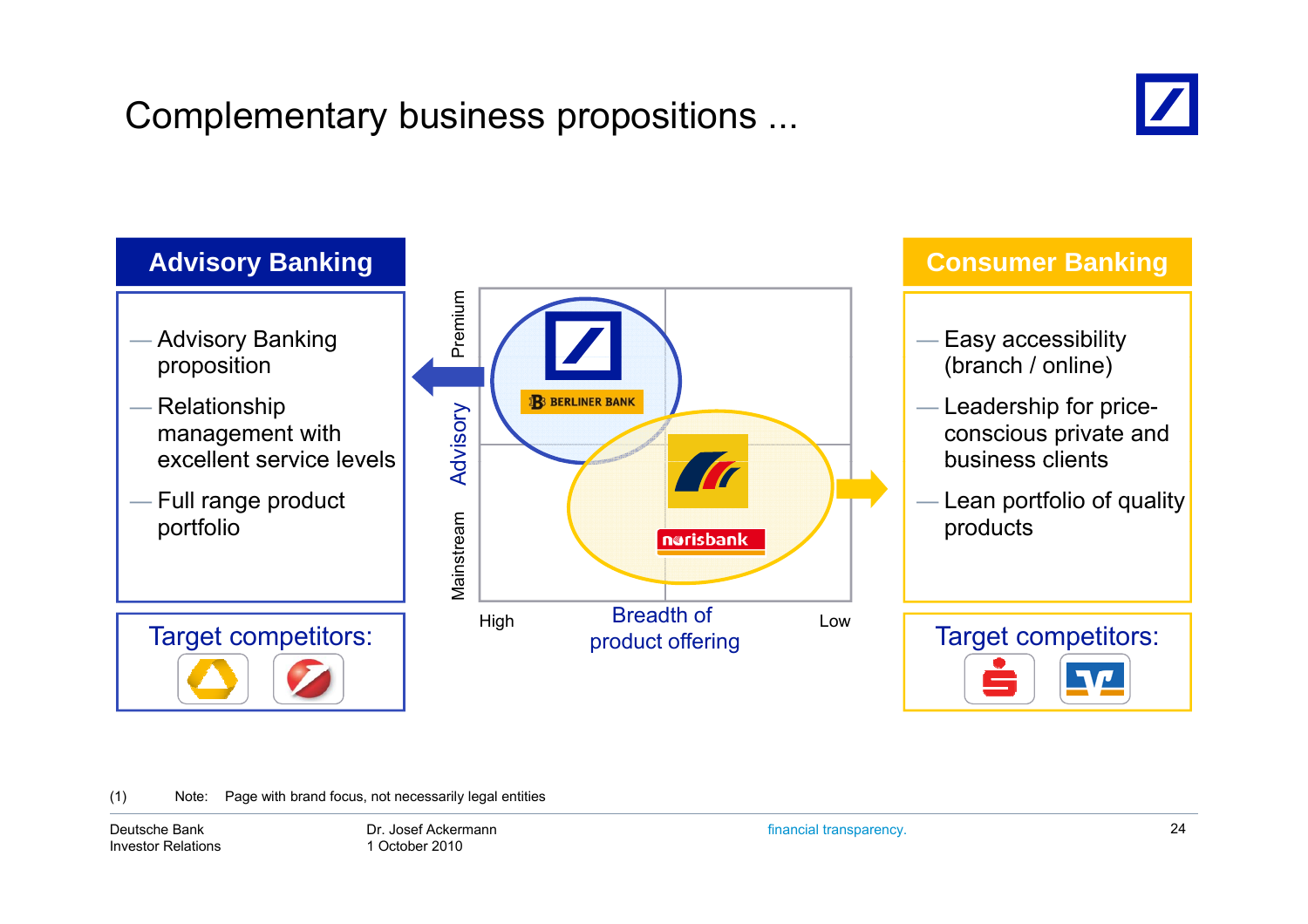# Complementary business propositions ...

## Advisory Banking

- Advisory Banking proposition
- Relationship management with excellent service levels
- Full range product portfolio

**Target competitors:**

## Consumer Banking

- Easy accessibility (branch / online)
- Leadership for price-conscious private and business clients
- Lean portfolio of quality products

**Target competitors:**

Premium / Advisory / Mainstream

BERLINER BANK

norisbank

High — Breadth of product offering — Low

(1) Note: Page with brand focus, not necessarily legal entities

Deutsche Bank
Investor Relations

Dr. Josef Ackermann
1 October 2010

financial transparency.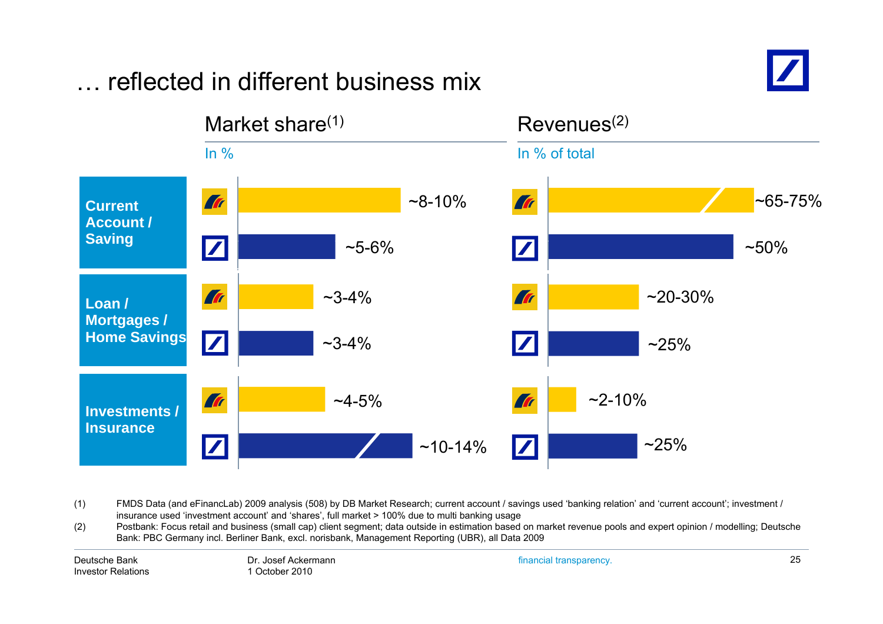# … reflected in different business mix

| | Market share[1] (In %) | | Revenues[2] (In % of total) | |
|---|---|---|---|---|
| | Postbank | Deutsche Bank | Postbank | Deutsche Bank |
| **Current Account / Saving** | ~8-10% | ~5-6% | ~65-75% | ~50% |
| **Loan / Mortgages / Home Savings** | ~3-4% | ~3-4% | ~20-30% | ~25% |
| **Investments / Insurance** | ~4-5% | ~10-14% | ~2-10% | ~25% |

(1) FMDS Data (and eFinancLab) 2009 analysis (508) by DB Market Research; current account / savings used 'banking relation' and 'current account'; investment / insurance used 'investment account' and 'shares', full market > 100% due to multi banking usage

(2) Postbank: Focus retail and business (small cap) client segment; data outside in estimation based on market revenue pools and expert opinion / modelling; Deutsche Bank: PBC Germany incl. Berliner Bank, excl. norisbank, Management Reporting (UBR), all Data 2009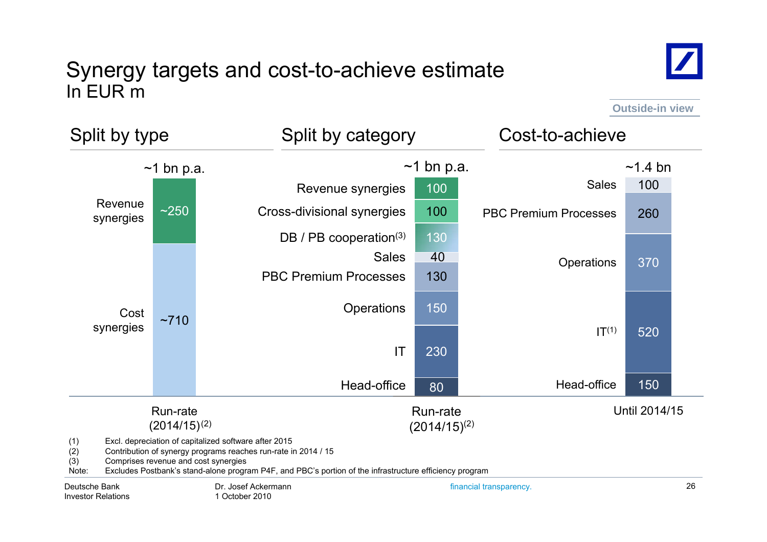# Synergy targets and cost-to-achieve estimate

In EUR m

Outside-in view

## Split by type

~1 bn p.a.

| Type | Run-rate (2014/15)[2] |
|---|---|
| Revenue synergies | ~250 |
| Cost synergies | ~710 |

## Split by category

~1 bn p.a.

| Category | Run-rate (2014/15)[2] |
|---|---|
| Revenue synergies | 100 |
| Cross-divisional synergies | 100 |
| DB / PB cooperation[3] | 130 |
| Sales | 40 |
| PBC Premium Processes | 130 |
| Operations | 150 |
| IT | 230 |
| Head-office | 80 |

## Cost-to-achieve

~1.4 bn

| Category | Until 2014/15 |
|---|---|
| Sales | 100 |
| PBC Premium Processes | 260 |
| Operations | 370 |
| IT[1] | 520 |
| Head-office | 150 |

(1) Excl. depreciation of capitalized software after 2015
(2) Contribution of synergy programs reaches run-rate in 2014 / 15
(3) Comprises revenue and cost synergies
Note: Excludes Postbank's stand-alone program P4F, and PBC's portion of the infrastructure efficiency program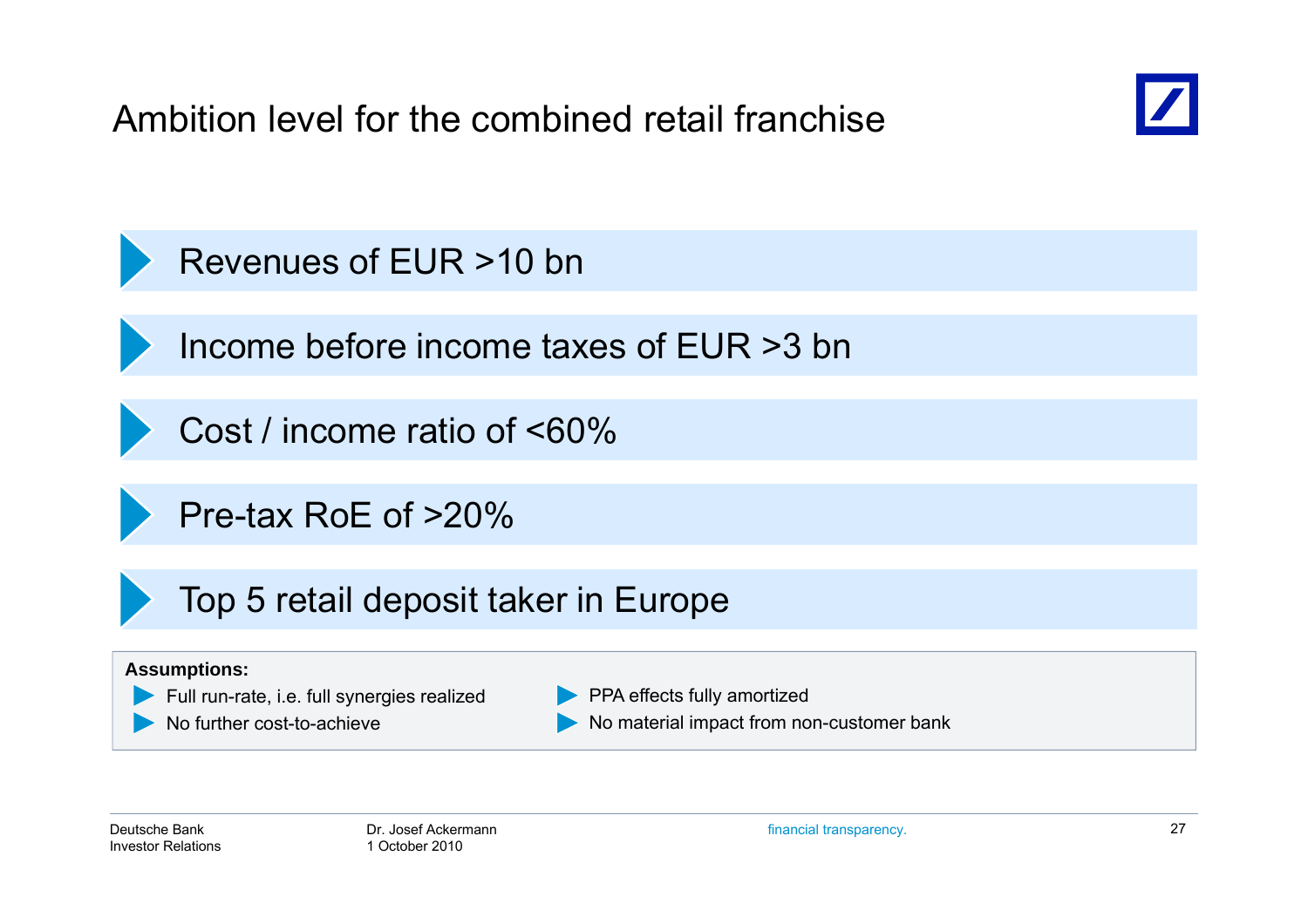# Ambition level for the combined retail franchise

- Revenues of EUR >10 bn
- Income before income taxes of EUR >3 bn
- Cost / income ratio of <60%
- Pre-tax RoE of >20%
- Top 5 retail deposit taker in Europe

**Assumptions:**

- Full run-rate, i.e. full synergies realized
- No further cost-to-achieve
- PPA effects fully amortized
- No material impact from non-customer bank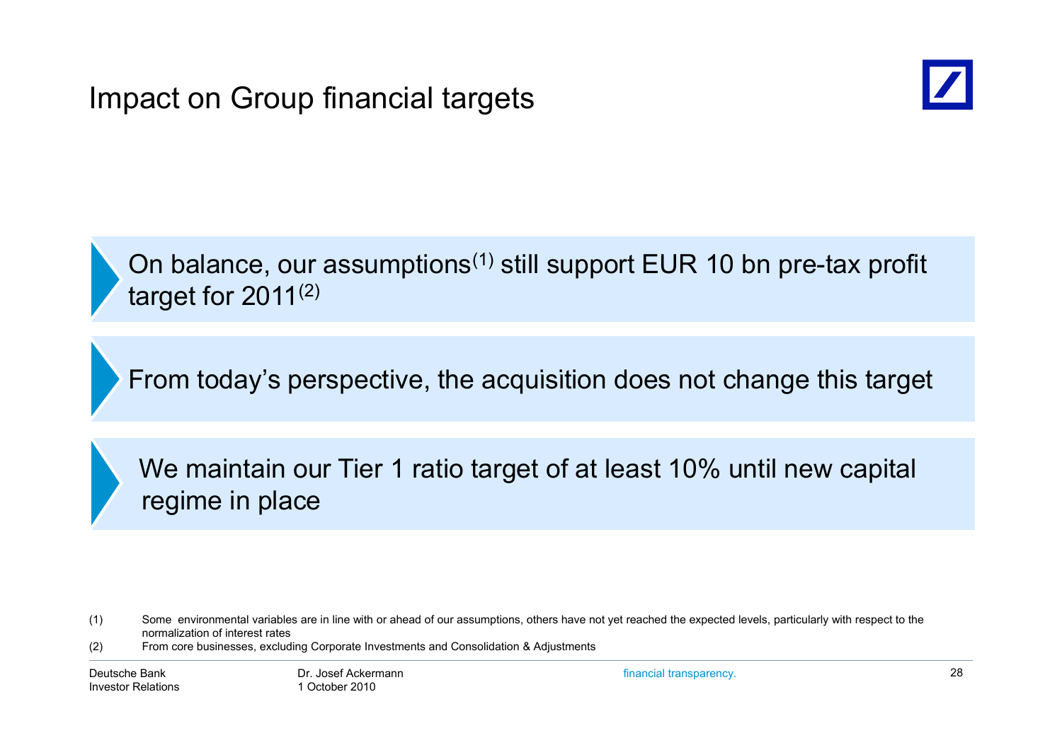# Impact on Group financial targets

- On balance, our assumptions[1] still support EUR 10 bn pre-tax profit target for 2011[2]

- From today's perspective, the acquisition does not change this target

- We maintain our Tier 1 ratio target of at least 10% until new capital regime in place

(1) Some environmental variables are in line with or ahead of our assumptions, others have not yet reached the expected levels, particularly with respect to the normalization of interest rates

(2) From core businesses, excluding Corporate Investments and Consolidation & Adjustments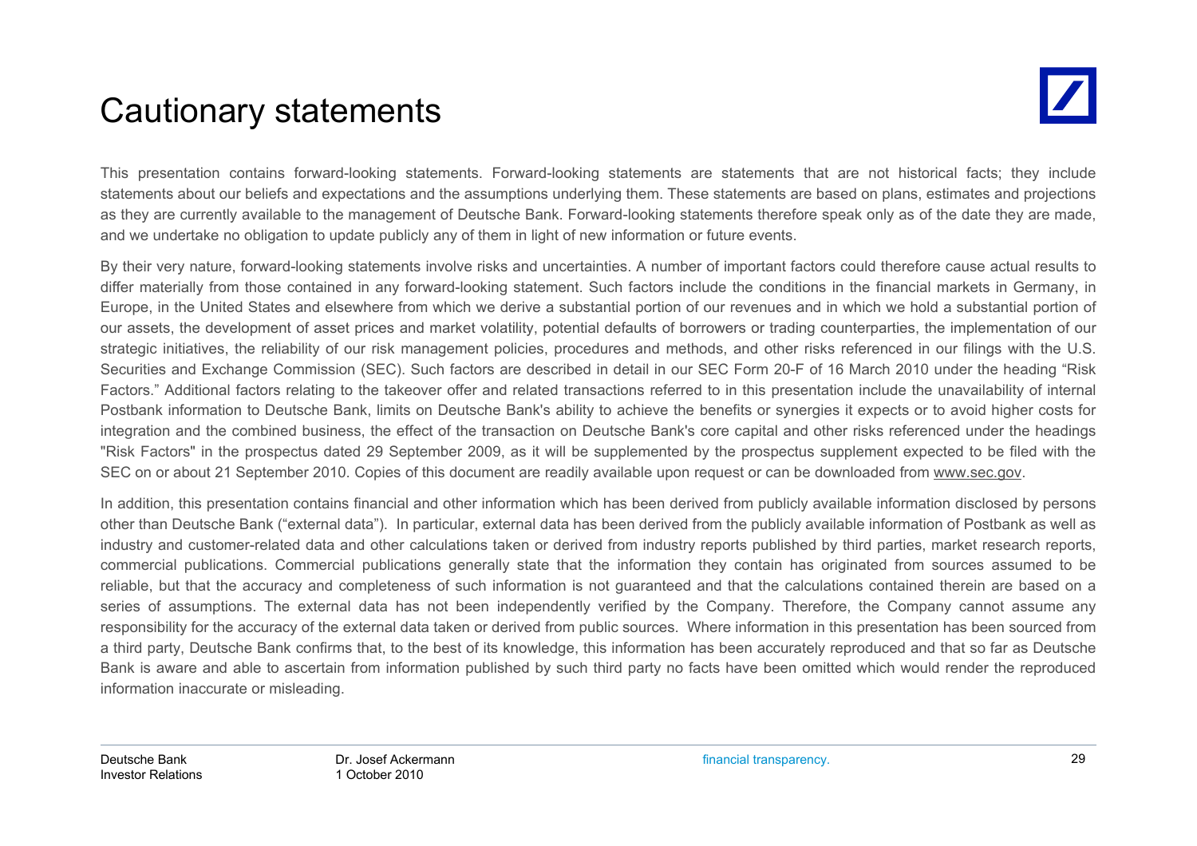# Cautionary statements

This presentation contains forward-looking statements. Forward-looking statements are statements that are not historical facts; they include statements about our beliefs and expectations and the assumptions underlying them. These statements are based on plans, estimates and projections as they are currently available to the management of Deutsche Bank. Forward-looking statements therefore speak only as of the date they are made, and we undertake no obligation to update publicly any of them in light of new information or future events.

By their very nature, forward-looking statements involve risks and uncertainties. A number of important factors could therefore cause actual results to differ materially from those contained in any forward-looking statement. Such factors include the conditions in the financial markets in Germany, in Europe, in the United States and elsewhere from which we derive a substantial portion of our revenues and in which we hold a substantial portion of our assets, the development of asset prices and market volatility, potential defaults of borrowers or trading counterparties, the implementation of our strategic initiatives, the reliability of our risk management policies, procedures and methods, and other risks referenced in our filings with the U.S. Securities and Exchange Commission (SEC). Such factors are described in detail in our SEC Form 20-F of 16 March 2010 under the heading "Risk Factors." Additional factors relating to the takeover offer and related transactions referred to in this presentation include the unavailability of internal Postbank information to Deutsche Bank, limits on Deutsche Bank's ability to achieve the benefits or synergies it expects or to avoid higher costs for integration and the combined business, the effect of the transaction on Deutsche Bank's core capital and other risks referenced under the headings "Risk Factors" in the prospectus dated 29 September 2009, as it will be supplemented by the prospectus supplement expected to be filed with the SEC on or about 21 September 2010. Copies of this document are readily available upon request or can be downloaded from www.sec.gov.

In addition, this presentation contains financial and other information which has been derived from publicly available information disclosed by persons other than Deutsche Bank ("external data"). In particular, external data has been derived from the publicly available information of Postbank as well as industry and customer-related data and other calculations taken or derived from industry reports published by third parties, market research reports, commercial publications. Commercial publications generally state that the information they contain has originated from sources assumed to be reliable, but that the accuracy and completeness of such information is not guaranteed and that the calculations contained therein are based on a series of assumptions. The external data has not been independently verified by the Company. Therefore, the Company cannot assume any responsibility for the accuracy of the external data taken or derived from public sources. Where information in this presentation has been sourced from a third party, Deutsche Bank confirms that, to the best of its knowledge, this information has been accurately reproduced and that so far as Deutsche Bank is aware and able to ascertain from information published by such third party no facts have been omitted which would render the reproduced information inaccurate or misleading.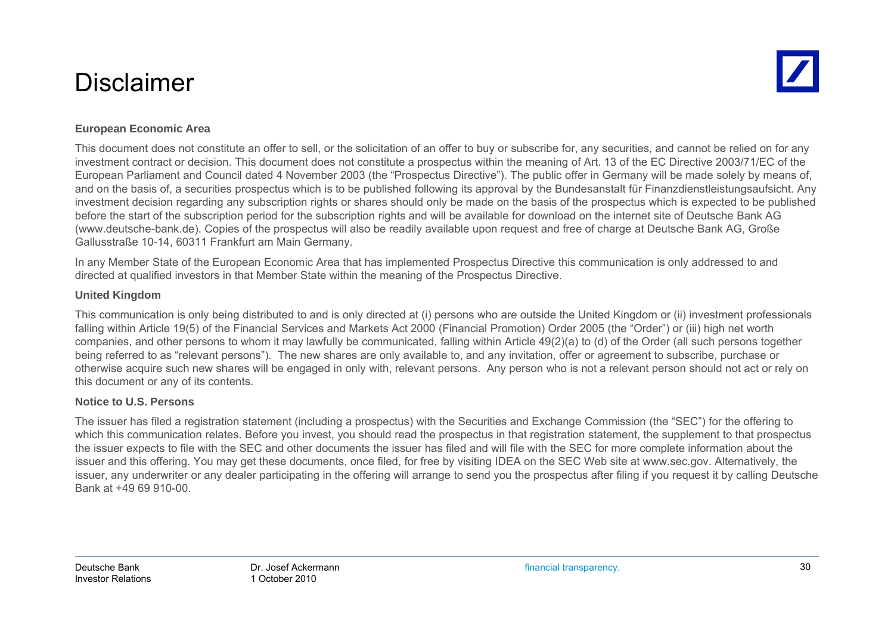# Disclaimer

**European Economic Area**

This document does not constitute an offer to sell, or the solicitation of an offer to buy or subscribe for, any securities, and cannot be relied on for any investment contract or decision. This document does not constitute a prospectus within the meaning of Art. 13 of the EC Directive 2003/71/EC of the European Parliament and Council dated 4 November 2003 (the "Prospectus Directive"). The public offer in Germany will be made solely by means of, and on the basis of, a securities prospectus which is to be published following its approval by the Bundesanstalt für Finanzdienstleistungsaufsicht. Any investment decision regarding any subscription rights or shares should only be made on the basis of the prospectus which is expected to be published before the start of the subscription period for the subscription rights and will be available for download on the internet site of Deutsche Bank AG (www.deutsche-bank.de). Copies of the prospectus will also be readily available upon request and free of charge at Deutsche Bank AG, Große Gallusstraße 10-14, 60311 Frankfurt am Main Germany.

In any Member State of the European Economic Area that has implemented Prospectus Directive this communication is only addressed to and directed at qualified investors in that Member State within the meaning of the Prospectus Directive.

**United Kingdom**

This communication is only being distributed to and is only directed at (i) persons who are outside the United Kingdom or (ii) investment professionals falling within Article 19(5) of the Financial Services and Markets Act 2000 (Financial Promotion) Order 2005 (the "Order") or (iii) high net worth companies, and other persons to whom it may lawfully be communicated, falling within Article 49(2)(a) to (d) of the Order (all such persons together being referred to as "relevant persons"). The new shares are only available to, and any invitation, offer or agreement to subscribe, purchase or otherwise acquire such new shares will be engaged in only with, relevant persons. Any person who is not a relevant person should not act or rely on this document or any of its contents.

**Notice to U.S. Persons**

The issuer has filed a registration statement (including a prospectus) with the Securities and Exchange Commission (the "SEC") for the offering to which this communication relates. Before you invest, you should read the prospectus in that registration statement, the supplement to that prospectus the issuer expects to file with the SEC and other documents the issuer has filed and will file with the SEC for more complete information about the issuer and this offering. You may get these documents, once filed, for free by visiting IDEA on the SEC Web site at www.sec.gov. Alternatively, the issuer, any underwriter or any dealer participating in the offering will arrange to send you the prospectus after filing if you request it by calling Deutsche Bank at +49 69 910-00.